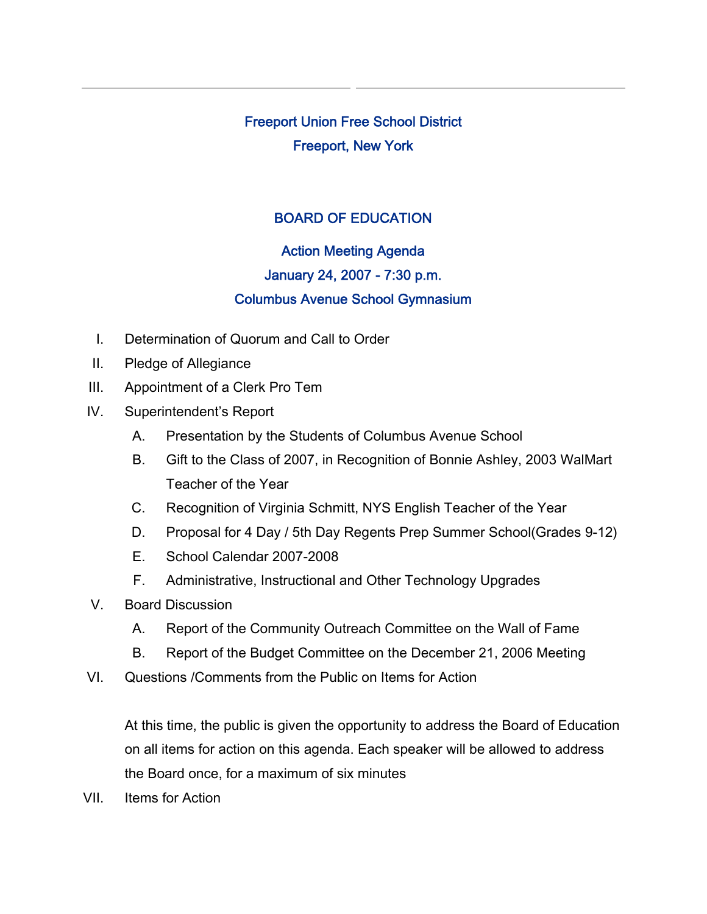# Freeport Union Free School District

## Freeport, New York

## BOARD OF EDUCATION

### Action Meeting Agenda

### January 24, 2007 - 7:30 p.m.

### Columbus Avenue School Gymnasium

I. Determination of Quorum and Call to Order

II. Pledge of Allegiance

III. Appointment of a Clerk Pro Tem

IV. Superintendent's Report

   A. Presentation by the Students of Columbus Avenue School

   B. Gift to the Class of 2007, in Recognition of Bonnie Ashley, 2003 WalMart Teacher of the Year

   C. Recognition of Virginia Schmitt, NYS English Teacher of the Year

   D. Proposal for 4 Day / 5th Day Regents Prep Summer School(Grades 9-12)

   E. School Calendar 2007-2008

   F. Administrative, Instructional and Other Technology Upgrades

V. Board Discussion

   A. Report of the Community Outreach Committee on the Wall of Fame

   B. Report of the Budget Committee on the December 21, 2006 Meeting

VI. Questions /Comments from the Public on Items for Action

   At this time, the public is given the opportunity to address the Board of Education on all items for action on this agenda. Each speaker will be allowed to address the Board once, for a maximum of six minutes

VII. Items for Action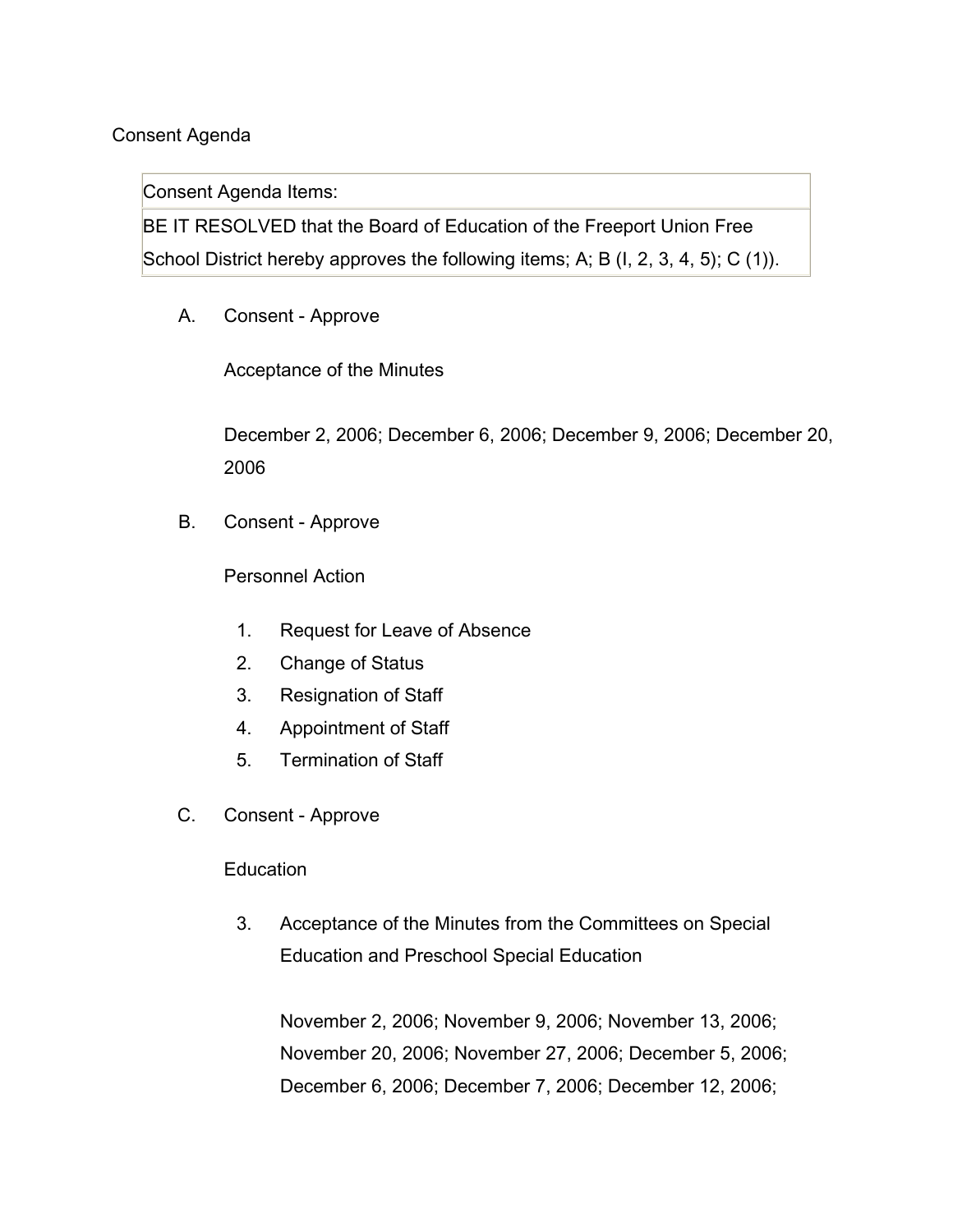Consent Agenda

| Consent Agenda Items: |
| --- |
| BE IT RESOLVED that the Board of Education of the Freeport Union Free School District hereby approves the following items; A; B (I, 2, 3, 4, 5); C (1)). |

A. Consent - Approve

Acceptance of the Minutes

December 2, 2006; December 6, 2006; December 9, 2006; December 20, 2006

B. Consent - Approve

Personnel Action

1. Request for Leave of Absence
2. Change of Status
3. Resignation of Staff
4. Appointment of Staff
5. Termination of Staff

C. Consent - Approve

Education

3. Acceptance of the Minutes from the Committees on Special Education and Preschool Special Education

   November 2, 2006; November 9, 2006; November 13, 2006; November 20, 2006; November 27, 2006; December 5, 2006; December 6, 2006; December 7, 2006; December 12, 2006;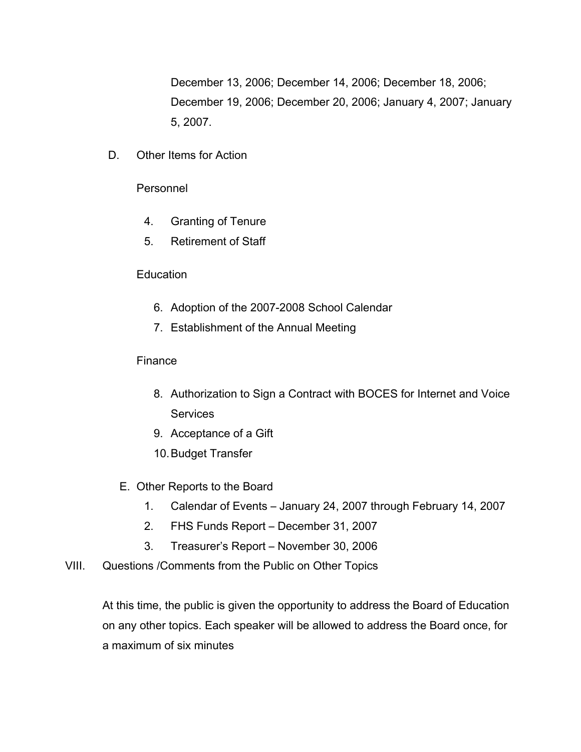December 13, 2006; December 14, 2006; December 18, 2006; December 19, 2006; December 20, 2006; January 4, 2007; January 5, 2007.

D. Other Items for Action

Personnel

4. Granting of Tenure
5. Retirement of Staff

Education

6. Adoption of the 2007-2008 School Calendar
7. Establishment of the Annual Meeting

Finance

8. Authorization to Sign a Contract with BOCES for Internet and Voice Services
9. Acceptance of a Gift
10. Budget Transfer

E. Other Reports to the Board

1. Calendar of Events – January 24, 2007 through February 14, 2007
2. FHS Funds Report – December 31, 2007
3. Treasurer's Report – November 30, 2006

VIII. Questions /Comments from the Public on Other Topics

At this time, the public is given the opportunity to address the Board of Education on any other topics. Each speaker will be allowed to address the Board once, for a maximum of six minutes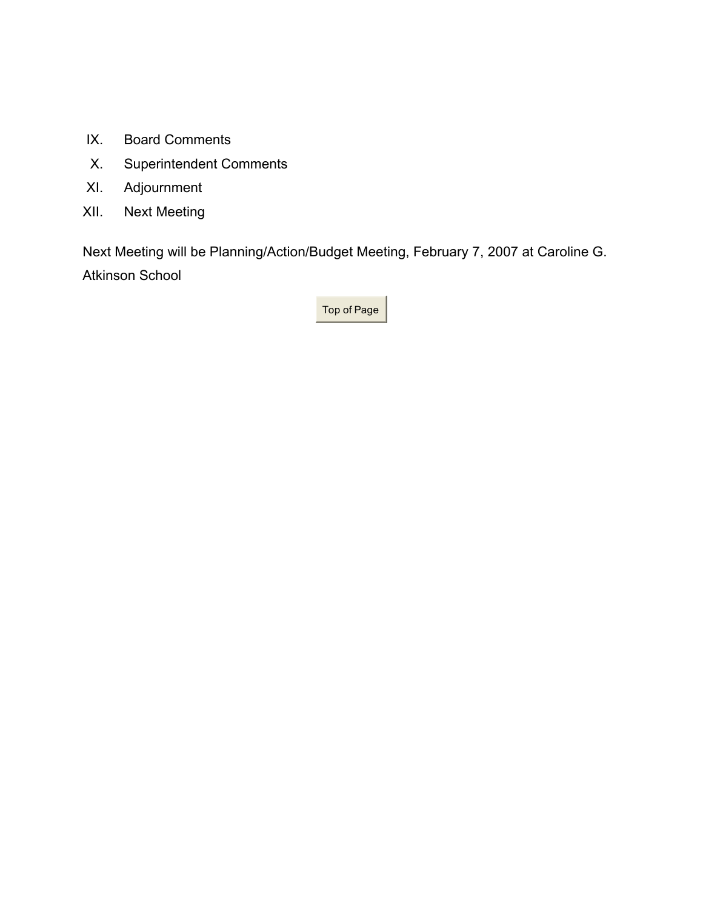IX. Board Comments

X. Superintendent Comments

XI. Adjournment

XII. Next Meeting

Next Meeting will be Planning/Action/Budget Meeting, February 7, 2007 at Caroline G. Atkinson School

Top of Page